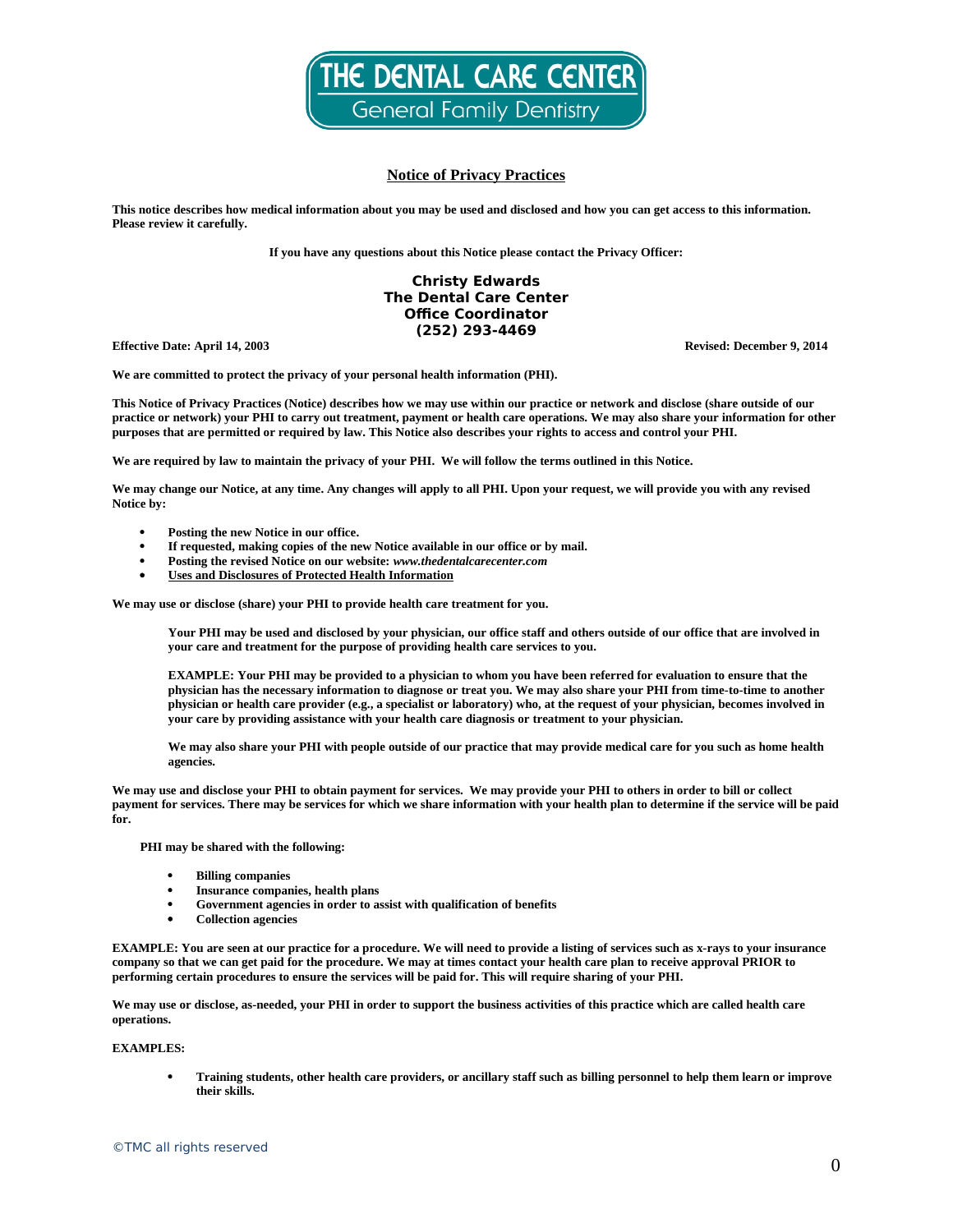# THE DENTAL CARE CENTER

General Family Dentistry

## Notice of Privacy Practices

**This notice describes how medical information about you may be used and disclosed and how you can get access to this information. Please review it carefully.**

**If you have any questions about this Notice please contact the Privacy Officer:**

**Christy Edwards**
**The Dental Care Center**
**Office Coordinator**
**(252) 293-4469**

**Effective Date: April 14, 2003** **Revised: December 9, 2014**

**We are committed to protect the privacy of your personal health information (PHI).**

**This Notice of Privacy Practices (Notice) describes how we may use within our practice or network and disclose (share outside of our practice or network) your PHI to carry out treatment, payment or health care operations. We may also share your information for other purposes that are permitted or required by law. This Notice also describes your rights to access and control your PHI.**

**We are required by law to maintain the privacy of your PHI. We will follow the terms outlined in this Notice.**

**We may change our Notice, at any time. Any changes will apply to all PHI. Upon your request, we will provide you with any revised Notice by:**

- **Posting the new Notice in our office.**
- **If requested, making copies of the new Notice available in our office or by mail.**
- **Posting the revised Notice on our website: *www.thedentalcarecenter.com***
- **Uses and Disclosures of Protected Health Information**

**We may use or disclose (share) your PHI to provide health care treatment for you.**

> **Your PHI may be used and disclosed by your physician, our office staff and others outside of our office that are involved in your care and treatment for the purpose of providing health care services to you.**
>
> **EXAMPLE: Your PHI may be provided to a physician to whom you have been referred for evaluation to ensure that the physician has the necessary information to diagnose or treat you. We may also share your PHI from time-to-time to another physician or health care provider (e.g., a specialist or laboratory) who, at the request of your physician, becomes involved in your care by providing assistance with your health care diagnosis or treatment to your physician.**
>
> **We may also share your PHI with people outside of our practice that may provide medical care for you such as home health agencies.**

**We may use and disclose your PHI to obtain payment for services. We may provide your PHI to others in order to bill or collect payment for services. There may be services for which we share information with your health plan to determine if the service will be paid for.**

**PHI may be shared with the following:**

- **Billing companies**
- **Insurance companies, health plans**
- **Government agencies in order to assist with qualification of benefits**
- **Collection agencies**

**EXAMPLE: You are seen at our practice for a procedure. We will need to provide a listing of services such as x-rays to your insurance company so that we can get paid for the procedure. We may at times contact your health care plan to receive approval PRIOR to performing certain procedures to ensure the services will be paid for. This will require sharing of your PHI.**

**We may use or disclose, as-needed, your PHI in order to support the business activities of this practice which are called health care operations.**

**EXAMPLES:**

- **Training students, other health care providers, or ancillary staff such as billing personnel to help them learn or improve their skills.**

©TMC all rights reserved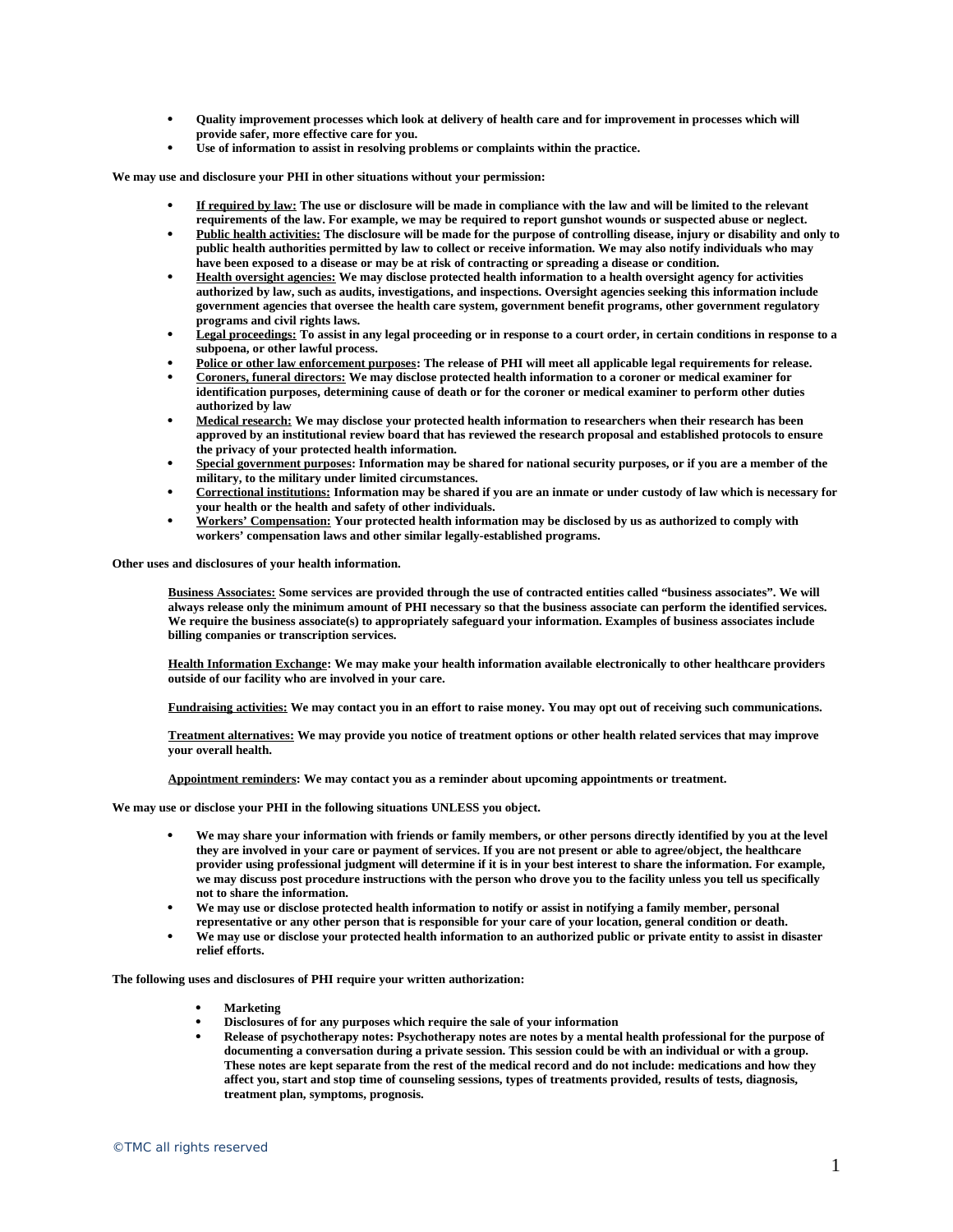- **Quality improvement processes which look at delivery of health care and for improvement in processes which will provide safer, more effective care for you.**
- **Use of information to assist in resolving problems or complaints within the practice.**

**We may use and disclosure your PHI in other situations without your permission:**

- **<u>If required by law:</u> The use or disclosure will be made in compliance with the law and will be limited to the relevant requirements of the law. For example, we may be required to report gunshot wounds or suspected abuse or neglect.**
- **<u>Public health activities:</u> The disclosure will be made for the purpose of controlling disease, injury or disability and only to public health authorities permitted by law to collect or receive information. We may also notify individuals who may have been exposed to a disease or may be at risk of contracting or spreading a disease or condition.**
- **<u>Health oversight agencies:</u> We may disclose protected health information to a health oversight agency for activities authorized by law, such as audits, investigations, and inspections. Oversight agencies seeking this information include government agencies that oversee the health care system, government benefit programs, other government regulatory programs and civil rights laws.**
- **<u>Legal proceedings:</u> To assist in any legal proceeding or in response to a court order, in certain conditions in response to a subpoena, or other lawful process.**
- **<u>Police or other law enforcement purposes</u>: The release of PHI will meet all applicable legal requirements for release.**
- **<u>Coroners, funeral directors:</u> We may disclose protected health information to a coroner or medical examiner for identification purposes, determining cause of death or for the coroner or medical examiner to perform other duties authorized by law**
- **<u>Medical research:</u> We may disclose your protected health information to researchers when their research has been approved by an institutional review board that has reviewed the research proposal and established protocols to ensure the privacy of your protected health information.**
- **<u>Special government purposes</u>: Information may be shared for national security purposes, or if you are a member of the military, to the military under limited circumstances.**
- **<u>Correctional institutions:</u> Information may be shared if you are an inmate or under custody of law which is necessary for your health or the health and safety of other individuals.**
- **<u>Workers' Compensation:</u> Your protected health information may be disclosed by us as authorized to comply with workers' compensation laws and other similar legally-established programs.**

**Other uses and disclosures of your health information.**

**<u>Business Associates:</u> Some services are provided through the use of contracted entities called "business associates". We will always release only the minimum amount of PHI necessary so that the business associate can perform the identified services. We require the business associate(s) to appropriately safeguard your information. Examples of business associates include billing companies or transcription services.**

**<u>Health Information Exchange</u>: We may make your health information available electronically to other healthcare providers outside of our facility who are involved in your care.**

**<u>Fundraising activities:</u> We may contact you in an effort to raise money. You may opt out of receiving such communications.**

**<u>Treatment alternatives:</u> We may provide you notice of treatment options or other health related services that may improve your overall health.**

**<u>Appointment reminders</u>: We may contact you as a reminder about upcoming appointments or treatment.**

**We may use or disclose your PHI in the following situations UNLESS you object.**

- **We may share your information with friends or family members, or other persons directly identified by you at the level they are involved in your care or payment of services. If you are not present or able to agree/object, the healthcare provider using professional judgment will determine if it is in your best interest to share the information. For example, we may discuss post procedure instructions with the person who drove you to the facility unless you tell us specifically not to share the information.**
- **We may use or disclose protected health information to notify or assist in notifying a family member, personal representative or any other person that is responsible for your care of your location, general condition or death.**
- **We may use or disclose your protected health information to an authorized public or private entity to assist in disaster relief efforts.**

**The following uses and disclosures of PHI require your written authorization:**

- **Marketing**
- **Disclosures of for any purposes which require the sale of your information**
- **Release of psychotherapy notes: Psychotherapy notes are notes by a mental health professional for the purpose of documenting a conversation during a private session. This session could be with an individual or with a group. These notes are kept separate from the rest of the medical record and do not include: medications and how they affect you, start and stop time of counseling sessions, types of treatments provided, results of tests, diagnosis, treatment plan, symptoms, prognosis.**

©TMC all rights reserved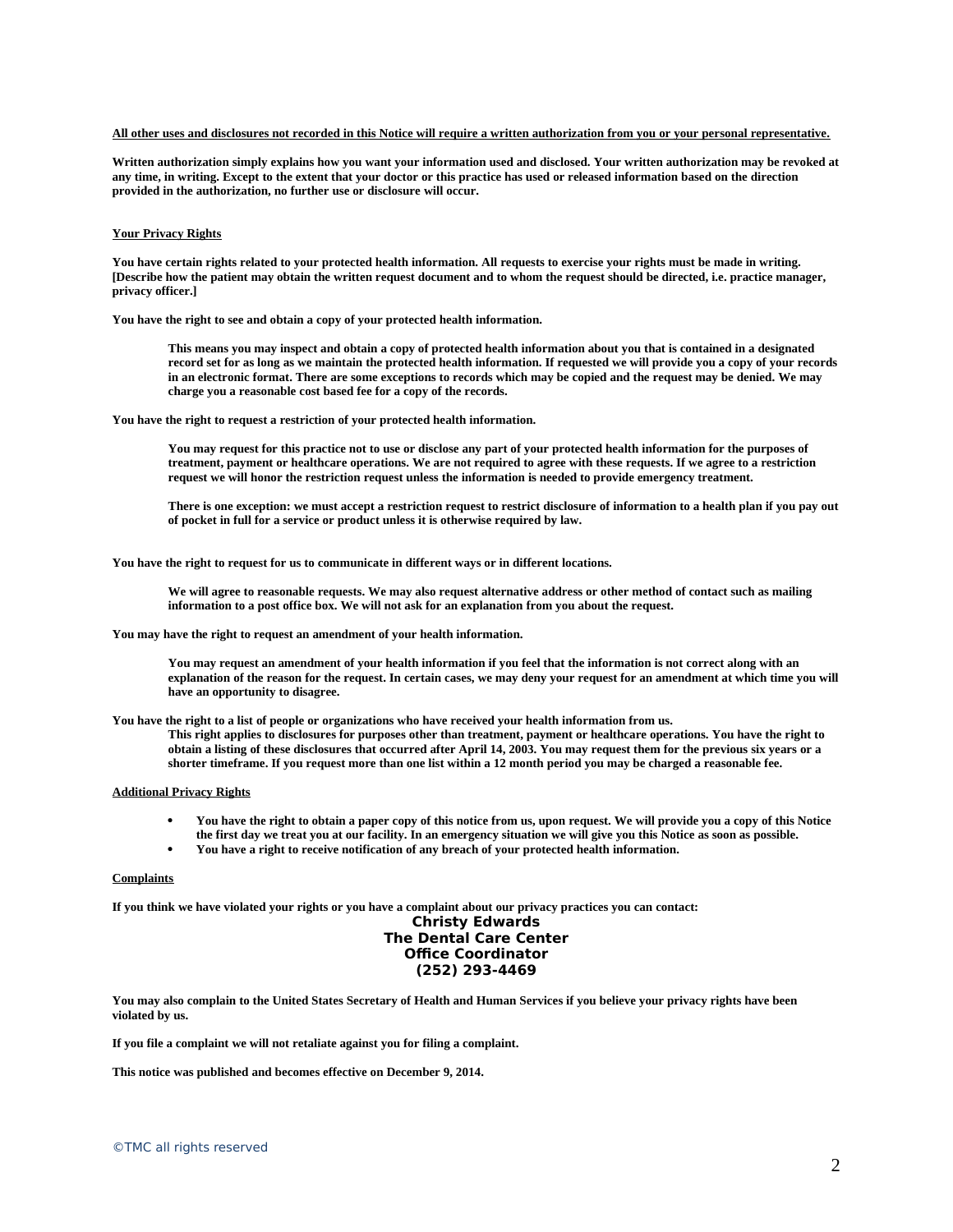**All other uses and disclosures not recorded in this Notice will require a written authorization from you or your personal representative.**

**Written authorization simply explains how you want your information used and disclosed. Your written authorization may be revoked at any time, in writing. Except to the extent that your doctor or this practice has used or released information based on the direction provided in the authorization, no further use or disclosure will occur.**

**Your Privacy Rights**

**You have certain rights related to your protected health information. All requests to exercise your rights must be made in writing. [Describe how the patient may obtain the written request document and to whom the request should be directed, i.e. practice manager, privacy officer.]**

**You have the right to see and obtain a copy of your protected health information.**

> **This means you may inspect and obtain a copy of protected health information about you that is contained in a designated record set for as long as we maintain the protected health information. If requested we will provide you a copy of your records in an electronic format. There are some exceptions to records which may be copied and the request may be denied. We may charge you a reasonable cost based fee for a copy of the records.**

**You have the right to request a restriction of your protected health information.**

> **You may request for this practice not to use or disclose any part of your protected health information for the purposes of treatment, payment or healthcare operations. We are not required to agree with these requests. If we agree to a restriction request we will honor the restriction request unless the information is needed to provide emergency treatment.**
>
> **There is one exception: we must accept a restriction request to restrict disclosure of information to a health plan if you pay out of pocket in full for a service or product unless it is otherwise required by law.**

**You have the right to request for us to communicate in different ways or in different locations.**

> **We will agree to reasonable requests. We may also request alternative address or other method of contact such as mailing information to a post office box. We will not ask for an explanation from you about the request.**

**You may have the right to request an amendment of your health information.**

> **You may request an amendment of your health information if you feel that the information is not correct along with an explanation of the reason for the request. In certain cases, we may deny your request for an amendment at which time you will have an opportunity to disagree.**

**You have the right to a list of people or organizations who have received your health information from us.**

> **This right applies to disclosures for purposes other than treatment, payment or healthcare operations. You have the right to obtain a listing of these disclosures that occurred after April 14, 2003. You may request them for the previous six years or a shorter timeframe. If you request more than one list within a 12 month period you may be charged a reasonable fee.**

**Additional Privacy Rights**

- **You have the right to obtain a paper copy of this notice from us, upon request. We will provide you a copy of this Notice the first day we treat you at our facility. In an emergency situation we will give you this Notice as soon as possible.**
- **You have a right to receive notification of any breach of your protected health information.**

**Complaints**

**If you think we have violated your rights or you have a complaint about our privacy practices you can contact:**

**Christy Edwards**
**The Dental Care Center**
**Office Coordinator**
**(252) 293-4469**

**You may also complain to the United States Secretary of Health and Human Services if you believe your privacy rights have been violated by us.**

**If you file a complaint we will not retaliate against you for filing a complaint.**

**This notice was published and becomes effective on December 9, 2014.**

©TMC all rights reserved